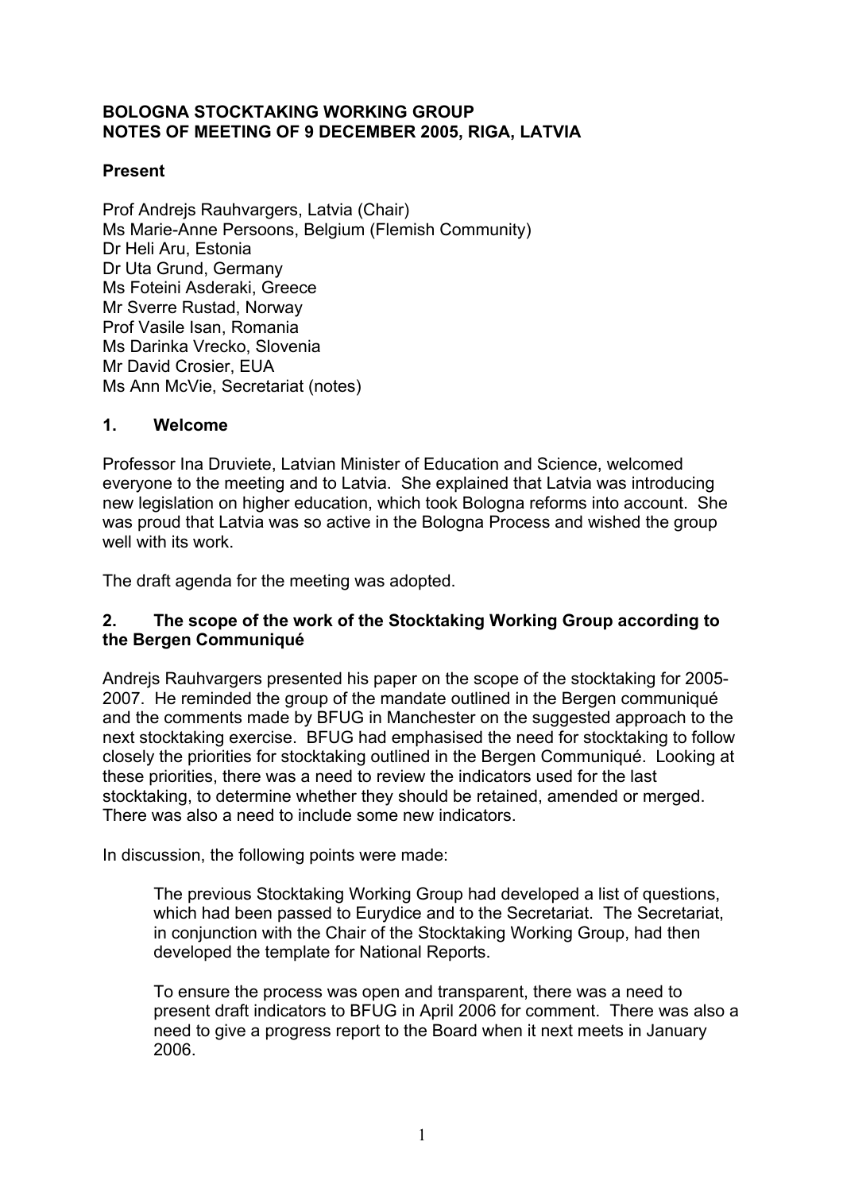# BOLOGNA STOCKTAKING WORKING GROUP
# NOTES OF MEETING OF 9 DECEMBER 2005, RIGA, LATVIA

## Present

Prof Andrejs Rauhvargers, Latvia (Chair)
Ms Marie-Anne Persoons, Belgium (Flemish Community)
Dr Heli Aru, Estonia
Dr Uta Grund, Germany
Ms Foteini Asderaki, Greece
Mr Sverre Rustad, Norway
Prof Vasile Isan, Romania
Ms Darinka Vrecko, Slovenia
Mr David Crosier, EUA
Ms Ann McVie, Secretariat (notes)

## 1. Welcome

Professor Ina Druviete, Latvian Minister of Education and Science, welcomed everyone to the meeting and to Latvia. She explained that Latvia was introducing new legislation on higher education, which took Bologna reforms into account. She was proud that Latvia was so active in the Bologna Process and wished the group well with its work.

The draft agenda for the meeting was adopted.

## 2. The scope of the work of the Stocktaking Working Group according to the Bergen Communiqué

Andrejs Rauhvargers presented his paper on the scope of the stocktaking for 2005-2007. He reminded the group of the mandate outlined in the Bergen communiqué and the comments made by BFUG in Manchester on the suggested approach to the next stocktaking exercise. BFUG had emphasised the need for stocktaking to follow closely the priorities for stocktaking outlined in the Bergen Communiqué. Looking at these priorities, there was a need to review the indicators used for the last stocktaking, to determine whether they should be retained, amended or merged. There was also a need to include some new indicators.

In discussion, the following points were made:

> The previous Stocktaking Working Group had developed a list of questions, which had been passed to Eurydice and to the Secretariat. The Secretariat, in conjunction with the Chair of the Stocktaking Working Group, had then developed the template for National Reports.
>
> To ensure the process was open and transparent, there was a need to present draft indicators to BFUG in April 2006 for comment. There was also a need to give a progress report to the Board when it next meets in January 2006.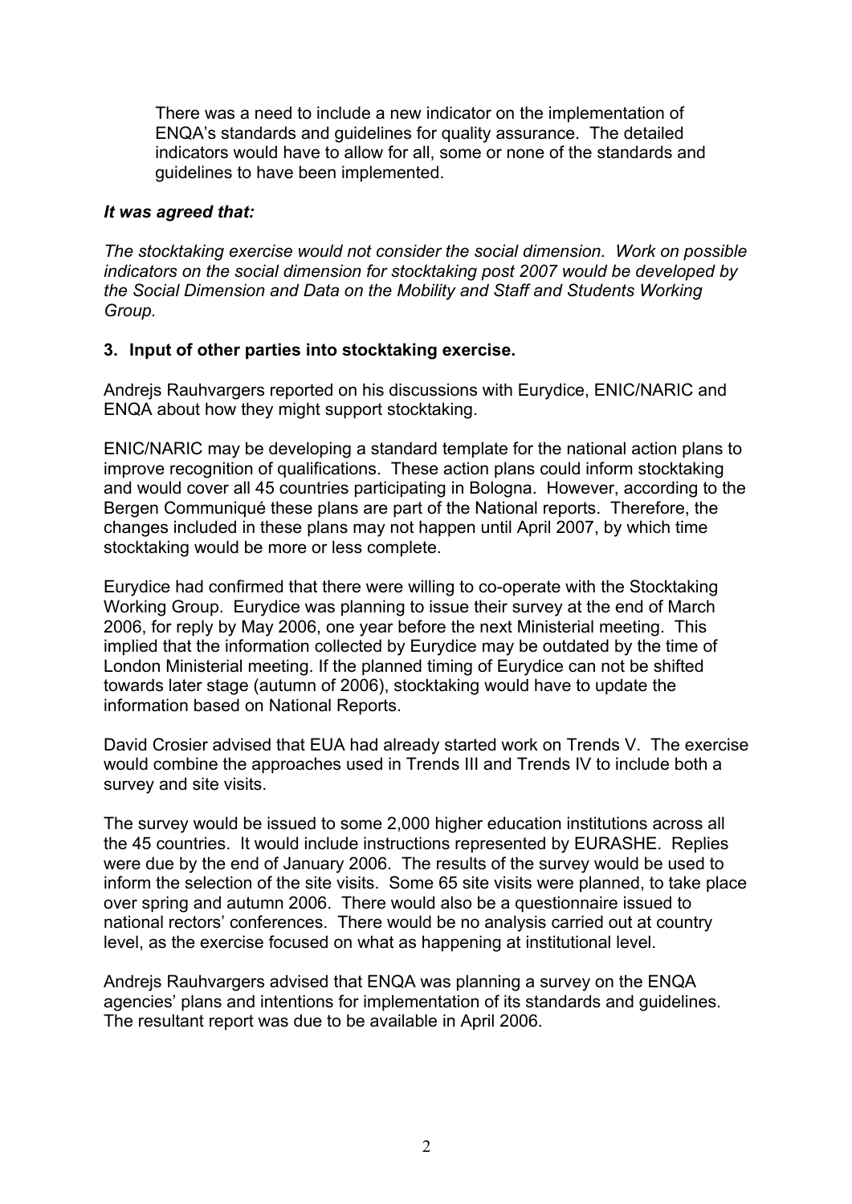There was a need to include a new indicator on the implementation of ENQA's standards and guidelines for quality assurance. The detailed indicators would have to allow for all, some or none of the standards and guidelines to have been implemented.

***It was agreed that:***

*The stocktaking exercise would not consider the social dimension. Work on possible indicators on the social dimension for stocktaking post 2007 would be developed by the Social Dimension and Data on the Mobility and Staff and Students Working Group.*

**3. Input of other parties into stocktaking exercise.**

Andrejs Rauhvargers reported on his discussions with Eurydice, ENIC/NARIC and ENQA about how they might support stocktaking.

ENIC/NARIC may be developing a standard template for the national action plans to improve recognition of qualifications. These action plans could inform stocktaking and would cover all 45 countries participating in Bologna. However, according to the Bergen Communiqué these plans are part of the National reports. Therefore, the changes included in these plans may not happen until April 2007, by which time stocktaking would be more or less complete.

Eurydice had confirmed that there were willing to co-operate with the Stocktaking Working Group. Eurydice was planning to issue their survey at the end of March 2006, for reply by May 2006, one year before the next Ministerial meeting. This implied that the information collected by Eurydice may be outdated by the time of London Ministerial meeting. If the planned timing of Eurydice can not be shifted towards later stage (autumn of 2006), stocktaking would have to update the information based on National Reports.

David Crosier advised that EUA had already started work on Trends V. The exercise would combine the approaches used in Trends III and Trends IV to include both a survey and site visits.

The survey would be issued to some 2,000 higher education institutions across all the 45 countries. It would include instructions represented by EURASHE. Replies were due by the end of January 2006. The results of the survey would be used to inform the selection of the site visits. Some 65 site visits were planned, to take place over spring and autumn 2006. There would also be a questionnaire issued to national rectors' conferences. There would be no analysis carried out at country level, as the exercise focused on what as happening at institutional level.

Andrejs Rauhvargers advised that ENQA was planning a survey on the ENQA agencies' plans and intentions for implementation of its standards and guidelines. The resultant report was due to be available in April 2006.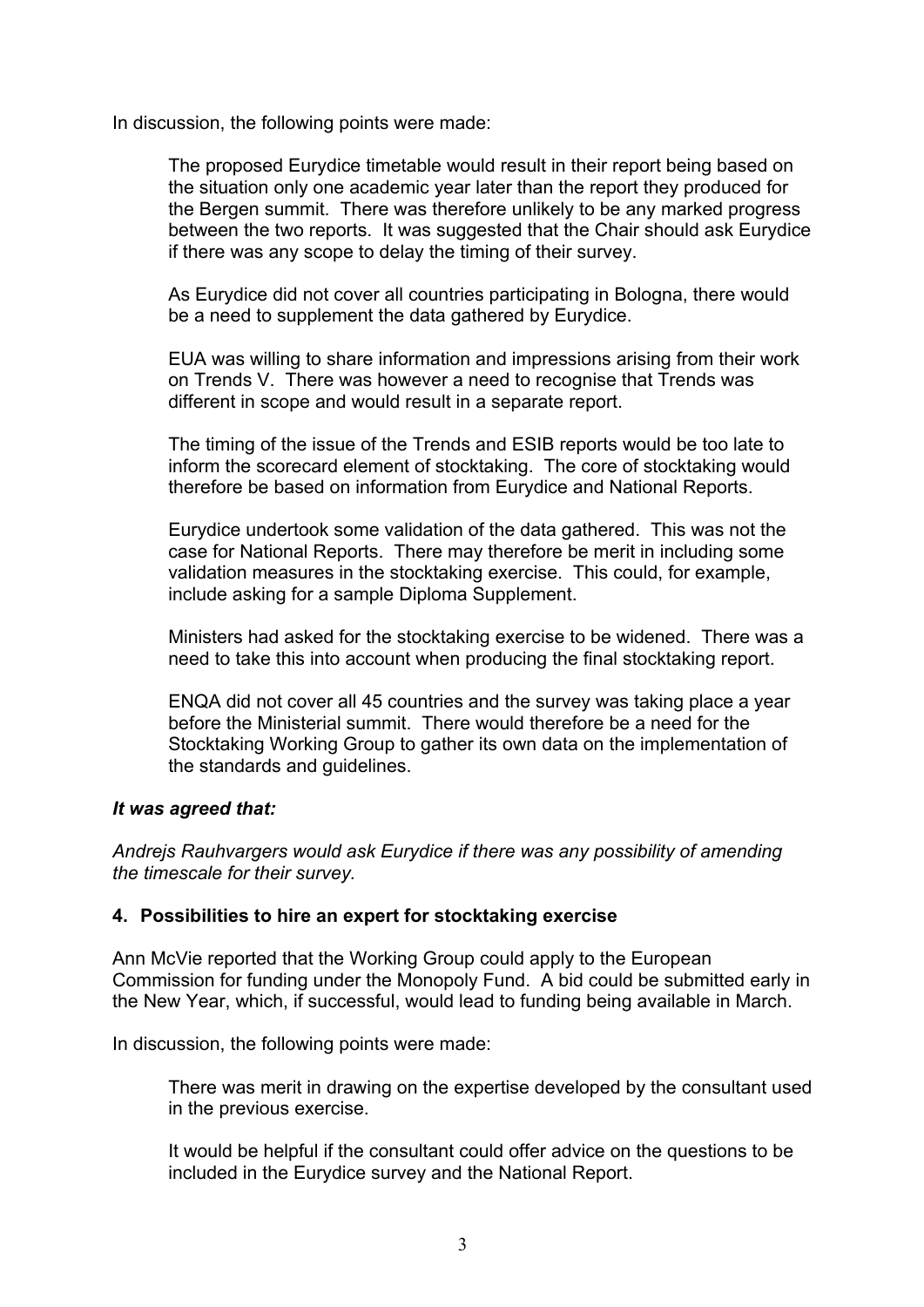In discussion, the following points were made:

The proposed Eurydice timetable would result in their report being based on the situation only one academic year later than the report they produced for the Bergen summit. There was therefore unlikely to be any marked progress between the two reports. It was suggested that the Chair should ask Eurydice if there was any scope to delay the timing of their survey.

As Eurydice did not cover all countries participating in Bologna, there would be a need to supplement the data gathered by Eurydice.

EUA was willing to share information and impressions arising from their work on Trends V. There was however a need to recognise that Trends was different in scope and would result in a separate report.

The timing of the issue of the Trends and ESIB reports would be too late to inform the scorecard element of stocktaking. The core of stocktaking would therefore be based on information from Eurydice and National Reports.

Eurydice undertook some validation of the data gathered. This was not the case for National Reports. There may therefore be merit in including some validation measures in the stocktaking exercise. This could, for example, include asking for a sample Diploma Supplement.

Ministers had asked for the stocktaking exercise to be widened. There was a need to take this into account when producing the final stocktaking report.

ENQA did not cover all 45 countries and the survey was taking place a year before the Ministerial summit. There would therefore be a need for the Stocktaking Working Group to gather its own data on the implementation of the standards and guidelines.

***It was agreed that:***

*Andrejs Rauhvargers would ask Eurydice if there was any possibility of amending the timescale for their survey.*

## 4. Possibilities to hire an expert for stocktaking exercise

Ann McVie reported that the Working Group could apply to the European Commission for funding under the Monopoly Fund. A bid could be submitted early in the New Year, which, if successful, would lead to funding being available in March.

In discussion, the following points were made:

There was merit in drawing on the expertise developed by the consultant used in the previous exercise.

It would be helpful if the consultant could offer advice on the questions to be included in the Eurydice survey and the National Report.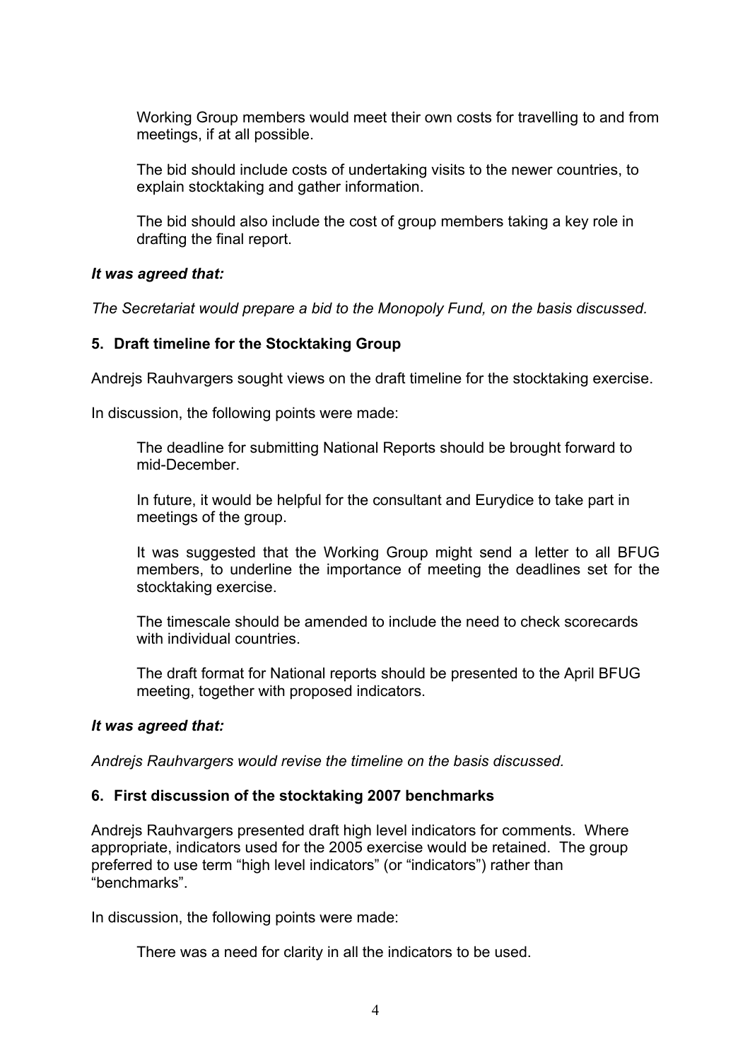Working Group members would meet their own costs for travelling to and from meetings, if at all possible.

The bid should include costs of undertaking visits to the newer countries, to explain stocktaking and gather information.

The bid should also include the cost of group members taking a key role in drafting the final report.

***It was agreed that:***

*The Secretariat would prepare a bid to the Monopoly Fund, on the basis discussed.*

**5. Draft timeline for the Stocktaking Group**

Andrejs Rauhvargers sought views on the draft timeline for the stocktaking exercise.

In discussion, the following points were made:

The deadline for submitting National Reports should be brought forward to mid-December.

In future, it would be helpful for the consultant and Eurydice to take part in meetings of the group.

It was suggested that the Working Group might send a letter to all BFUG members, to underline the importance of meeting the deadlines set for the stocktaking exercise.

The timescale should be amended to include the need to check scorecards with individual countries.

The draft format for National reports should be presented to the April BFUG meeting, together with proposed indicators.

***It was agreed that:***

*Andrejs Rauhvargers would revise the timeline on the basis discussed.*

**6. First discussion of the stocktaking 2007 benchmarks**

Andrejs Rauhvargers presented draft high level indicators for comments. Where appropriate, indicators used for the 2005 exercise would be retained. The group preferred to use term “high level indicators” (or “indicators”) rather than “benchmarks”.

In discussion, the following points were made:

There was a need for clarity in all the indicators to be used.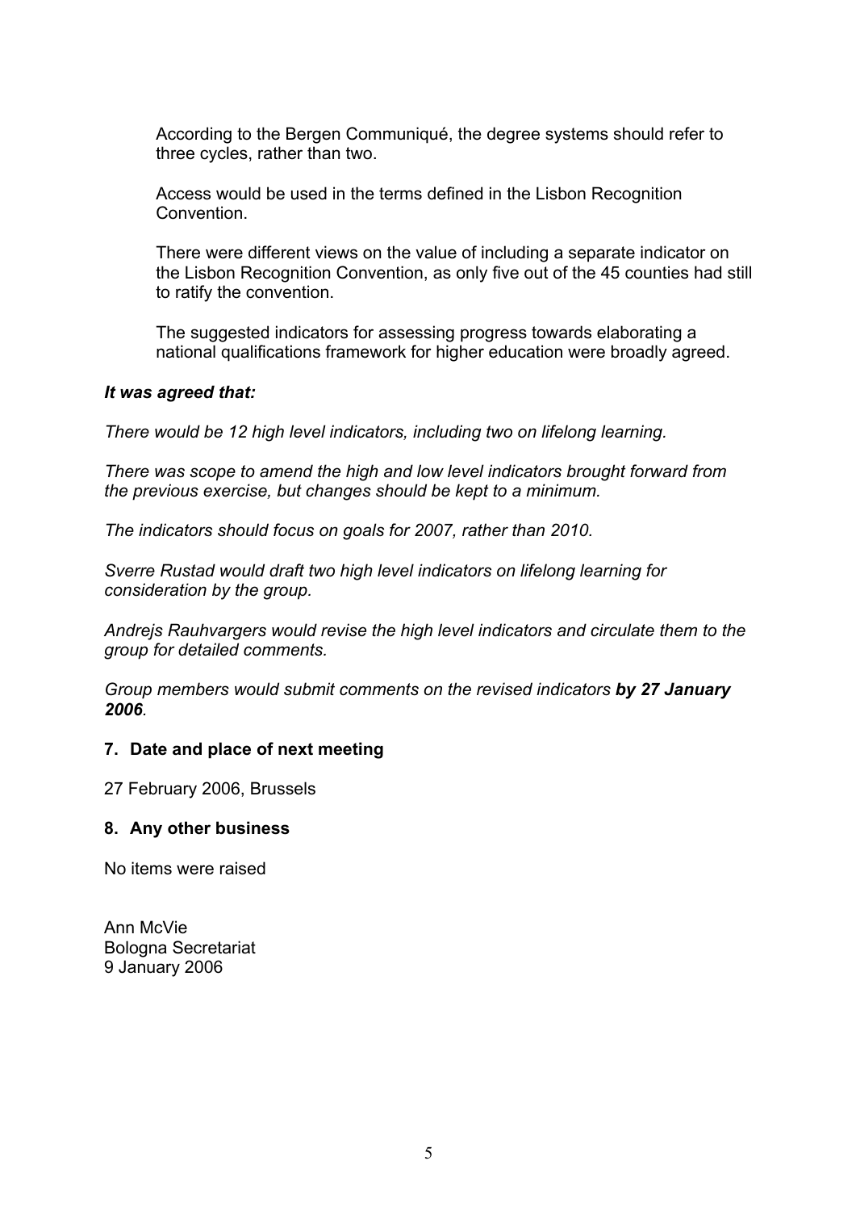According to the Bergen Communiqué, the degree systems should refer to three cycles, rather than two.

Access would be used in the terms defined in the Lisbon Recognition Convention.

There were different views on the value of including a separate indicator on the Lisbon Recognition Convention, as only five out of the 45 counties had still to ratify the convention.

The suggested indicators for assessing progress towards elaborating a national qualifications framework for higher education were broadly agreed.

***It was agreed that:***

*There would be 12 high level indicators, including two on lifelong learning.*

*There was scope to amend the high and low level indicators brought forward from the previous exercise, but changes should be kept to a minimum.*

*The indicators should focus on goals for 2007, rather than 2010.*

*Sverre Rustad would draft two high level indicators on lifelong learning for consideration by the group.*

*Andrejs Rauhvargers would revise the high level indicators and circulate them to the group for detailed comments.*

*Group members would submit comments on the revised indicators* ***by 27 January 2006****.*

## 7. Date and place of next meeting

27 February 2006, Brussels

## 8. Any other business

No items were raised

Ann McVie
Bologna Secretariat
9 January 2006